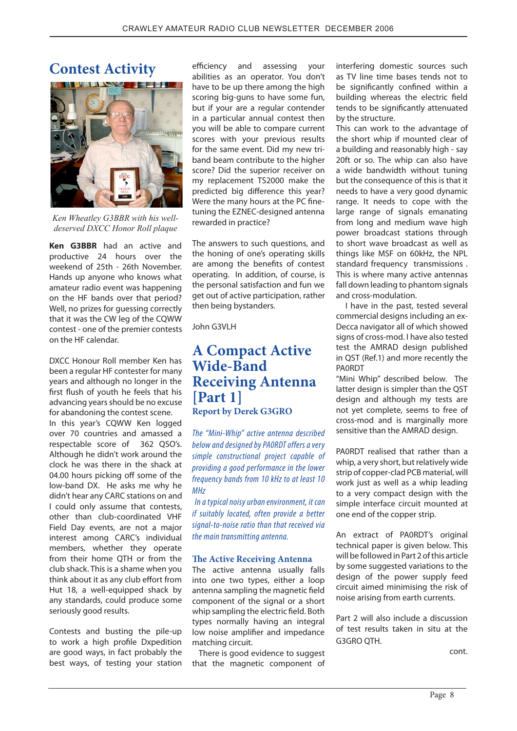# Contest Activity

*Ken Wheatley G3BBR with his well-deserved DXCC Honor Roll plaque*

**Ken G3BBR** had an active and productive 24 hours over the weekend of 25th - 26th November. Hands up anyone who knows what amateur radio event was happening on the HF bands over that period? Well, no prizes for guessing correctly that it was the CW leg of the CQWW contest - one of the premier contests on the HF calendar.

DXCC Honour Roll member Ken has been a regular HF contester for many years and although no longer in the first flush of youth he feels that his advancing years should be no excuse for abandoning the contest scene.

In this year's CQWW Ken logged over 70 countries and amassed a respectable score of 362 QSO's. Although he didn't work around the clock he was there in the shack at 04.00 hours picking off some of the low-band DX. He asks me why he didn't hear any CARC stations on and I could only assume that contests, other than club-coordinated VHF Field Day events, are not a major interest among CARC's individual members, whether they operate from their home QTH or from the club shack. This is a shame when you think about it as any club effort from Hut 18, a well-equipped shack by any standards, could produce some seriously good results.

Contests and busting the pile-up to work a high profile Dxpedition are good ways, in fact probably the best ways, of testing your station efficiency and assessing your abilities as an operator. You don't have to be up there among the high scoring big-guns to have some fun, but if your are a regular contender in a particular annual contest then you will be able to compare current scores with your previous results for the same event. Did my new tri-band beam contribute to the higher score? Did the superior receiver on my replacement TS2000 make the predicted big difference this year? Were the many hours at the PC fine-tuning the EZNEC-designed antenna rewarded in practice?

The answers to such questions, and the honing of one's operating skills are among the benefits of contest operating. In addition, of course, is the personal satisfaction and fun we get out of active participation, rather then being bystanders.

John G3VLH

# A Compact Active Wide-Band Receiving Antenna [Part 1]

**Report by Derek G3GRO**

*The "Mini-Whip" active antenna described below and designed by PA0RDT offers a very simple constructional project capable of providing a good performance in the lower frequency bands from 10 kHz to at least 10 MHz*

*In a typical noisy urban environment, it can if suitably located, often provide a better signal-to-noise ratio than that received via the main transmitting antenna.*

## The Active Receiving Antenna

The active antenna usually falls into one two types, either a loop antenna sampling the magnetic field component of the signal or a short whip sampling the electric field. Both types normally having an integral low noise amplifier and impedance matching circuit.

There is good evidence to suggest that the magnetic component of interfering domestic sources such as TV line time bases tends not to be significantly confined within a building whereas the electric field tends to be significantly attenuated by the structure.

This can work to the advantage of the short whip if mounted clear of a building and reasonably high - say 20ft or so. The whip can also have a wide bandwidth without tuning but the consequence of this is that it needs to have a very good dynamic range. It needs to cope with the large range of signals emanating from long and medium wave high power broadcast stations through to short wave broadcast as well as things like MSF on 60kHz, the NPL standard frequency transmissions . This is where many active antennas fall down leading to phantom signals and cross-modulation.

I have in the past, tested several commercial designs including an ex-Decca navigator all of which showed signs of cross-mod. I have also tested test the AMRAD design published in QST (Ref.1) and more recently the PA0RDT "Mini Whip" described below. The latter design is simpler than the QST design and although my tests are not yet complete, seems to free of cross-mod and is marginally more sensitive than the AMRAD design.

PA0RDT realised that rather than a whip, a very short, but relatively wide strip of copper-clad PCB material, will work just as well as a whip leading to a very compact design with the simple interface circuit mounted at one end of the copper strip.

An extract of PA0RDT's original technical paper is given below. This will be followed in Part 2 of this article by some suggested variations to the design of the power supply feed circuit aimed minimising the risk of noise arising from earth currents.

Part 2 will also include a discussion of test results taken in situ at the G3GRO QTH.

cont.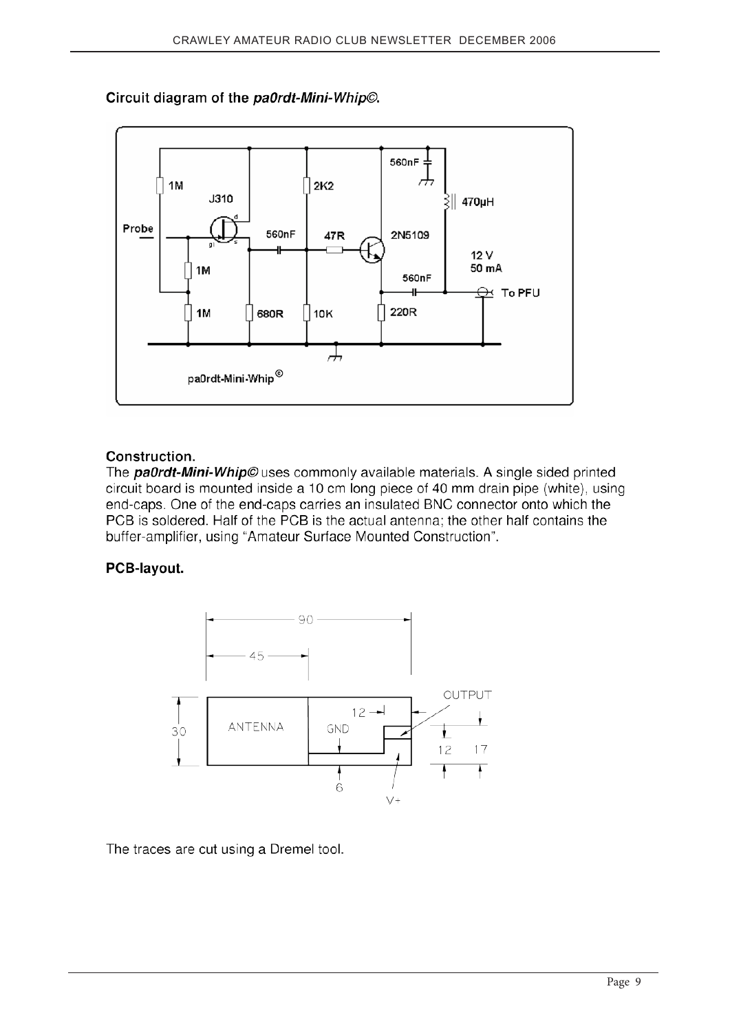**Circuit diagram of the *pa0rdt-Mini-Whip©*.**

**Construction.**

The ***pa0rdt-Mini-Whip©*** uses commonly available materials. A single sided printed circuit board is mounted inside a 10 cm long piece of 40 mm drain pipe (white), using end-caps. One of the end-caps carries an insulated BNC connector onto which the PCB is soldered. Half of the PCB is the actual antenna; the other half contains the buffer-amplifier, using "Amateur Surface Mounted Construction".

**PCB-layout.**

The traces are cut using a Dremel tool.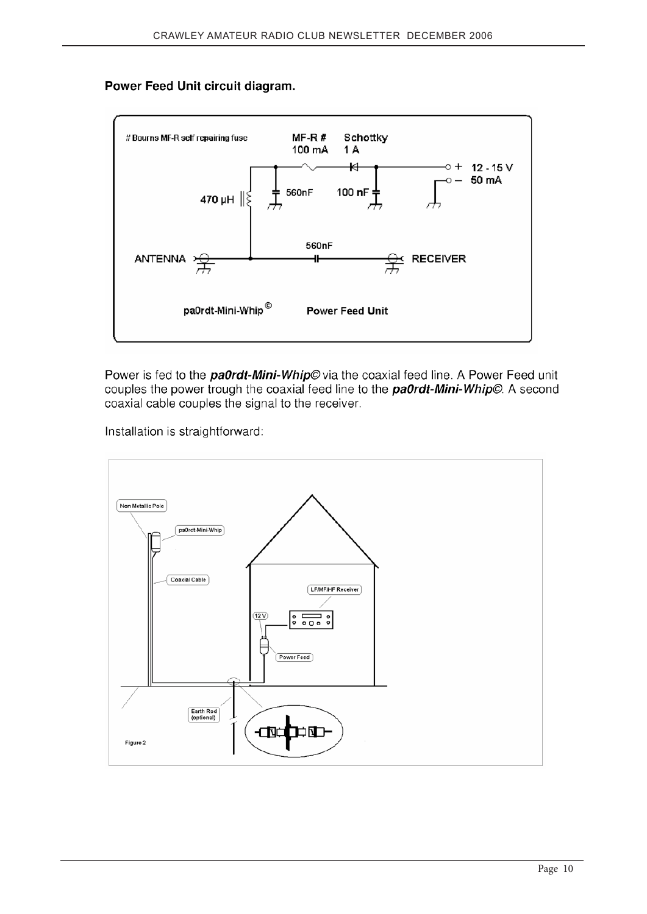**Power Feed Unit circuit diagram.**

Power is fed to the ***pa0rdt-Mini-Whip©*** via the coaxial feed line. A Power Feed unit couples the power trough the coaxial feed line to the ***pa0rdt-Mini-Whip©***. A second coaxial cable couples the signal to the receiver.

Installation is straightforward:

Figure 2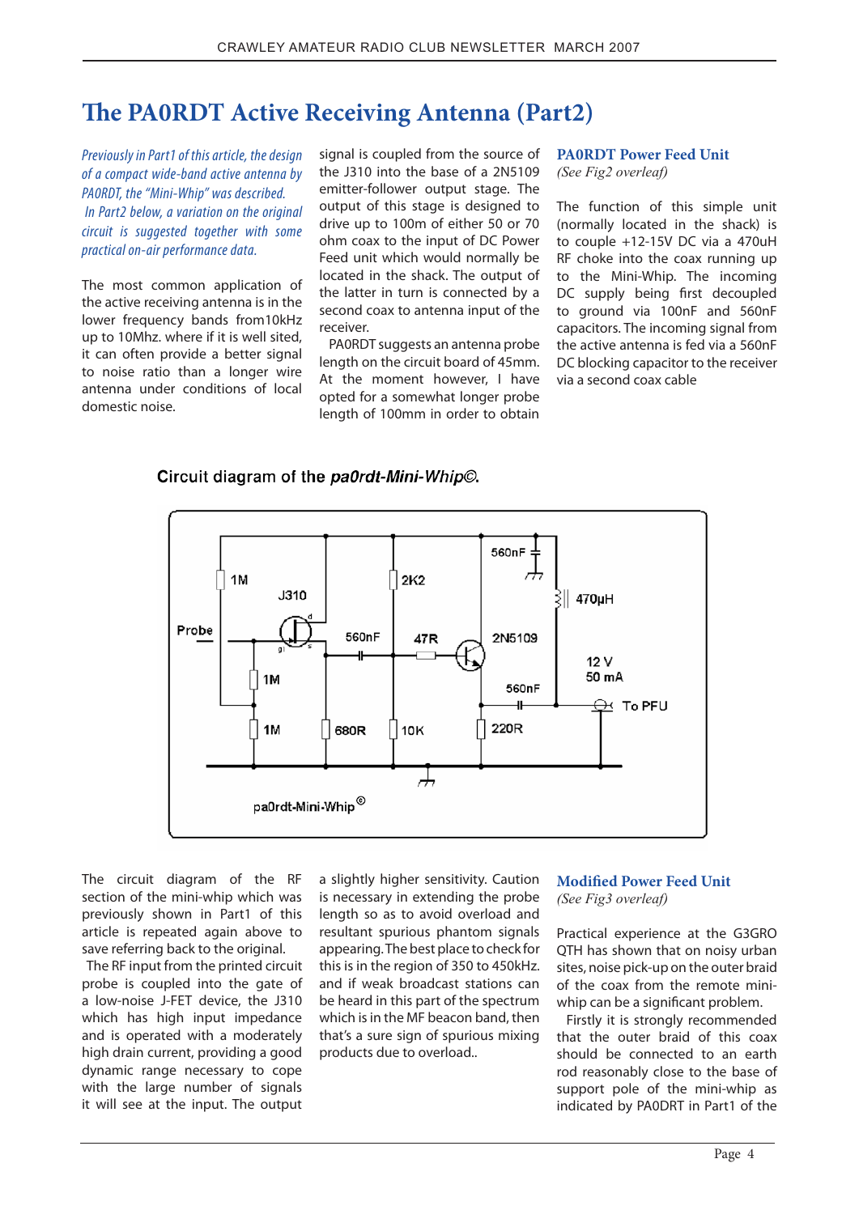# The PA0RDT Active Receiving Antenna (Part2)

*Previously in Part1 of this article, the design of a compact wide-band active antenna by PA0RDT, the "Mini-Whip" was described. In Part2 below, a variation on the original circuit is suggested together with some practical on-air performance data.*

The most common application of the active receiving antenna is in the lower frequency bands from10kHz up to 10Mhz. where if it is well sited, it can often provide a better signal to noise ratio than a longer wire antenna under conditions of local domestic noise.

The circuit diagram of the RF section of the mini-whip which was previously shown in Part1 of this article is repeated again above to save referring back to the original.

The RF input from the printed circuit probe is coupled into the gate of a low-noise J-FET device, the J310 which has high input impedance and is operated with a moderately high drain current, providing a good dynamic range necessary to cope with the large number of signals it will see at the input. The output signal is coupled from the source of the J310 into the base of a 2N5109 emitter-follower output stage. The output of this stage is designed to drive up to 100m of either 50 or 70 ohm coax to the input of DC Power Feed unit which would normally be located in the shack. The output of the latter in turn is connected by a second coax to antenna input of the receiver.

PA0RDT suggests an antenna probe length on the circuit board of 45mm. At the moment however, I have opted for a somewhat longer probe length of 100mm in order to obtain a slightly higher sensitivity. Caution is necessary in extending the probe length so as to avoid overload and resultant spurious phantom signals appearing. The best place to check for this is in the region of 350 to 450kHz. and if weak broadcast stations can be heard in this part of the spectrum which is in the MF beacon band, then that's a sure sign of spurious mixing products due to overload..

Circuit diagram of the ***pa0rdt-Mini-Whip©.***

Probe | 1M | J310 | 1M | 1M | 560nF | 680R | 2K2 | 47R | 10K | 2N5109 | 560nF | 220R | 560nF | 470μH | 12 V 50 mA | To PFU

pa0rdt-Mini-Whip®

## PA0RDT Power Feed Unit

*(See Fig2 overleaf)*

The function of this simple unit (normally located in the shack) is to couple +12-15V DC via a 470uH RF choke into the coax running up to the Mini-Whip. The incoming DC supply being first decoupled to ground via 100nF and 560nF capacitors. The incoming signal from the active antenna is fed via a 560nF DC blocking capacitor to the receiver via a second coax cable

## Modified Power Feed Unit

*(See Fig3 overleaf)*

Practical experience at the G3GRO QTH has shown that on noisy urban sites, noise pick-up on the outer braid of the coax from the remote mini-whip can be a significant problem.

Firstly it is strongly recommended that the outer braid of this coax should be connected to an earth rod reasonably close to the base of support pole of the mini-whip as indicated by PA0DRT in Part1 of the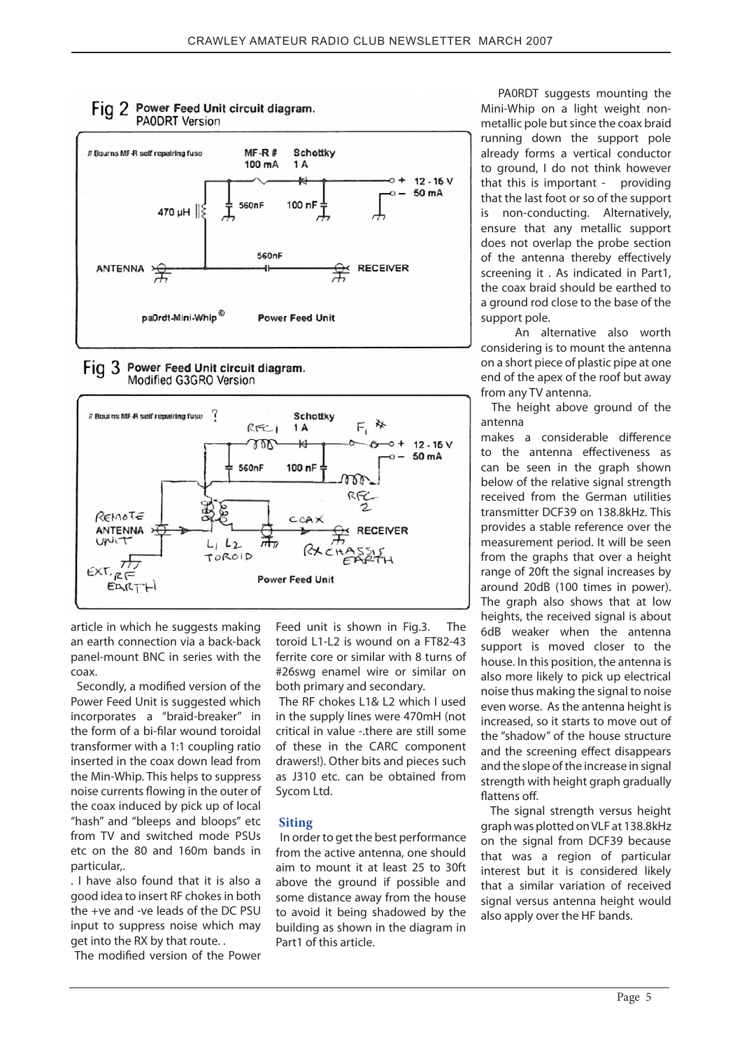Fig 2 Power Feed Unit circuit diagram. PA0DRT Version

Fig 3 Power Feed Unit circuit diagram. Modified G3GRO Version

article in which he suggests making an earth connection via a back-back panel-mount BNC in series with the coax.

Secondly, a modified version of the Power Feed Unit is suggested which incorporates a "braid-breaker" in the form of a bi-filar wound toroidal transformer with a 1:1 coupling ratio inserted in the coax down lead from the Min-Whip. This helps to suppress noise currents flowing in the outer of the coax induced by pick up of local "hash" and "bleeps and bloops" etc from TV and switched mode PSUs etc on the 80 and 160m bands in particular,.

. I have also found that it is also a good idea to insert RF chokes in both the +ve and -ve leads of the DC PSU input to suppress noise which may get into the RX by that route. .

The modified version of the Power Feed unit is shown in Fig.3. The toroid L1-L2 is wound on a FT82-43 ferrite core or similar with 8 turns of #26swg enamel wire or similar on both primary and secondary.

The RF chokes L1& L2 which I used in the supply lines were 470mH (not critical in value -.there are still some of these in the CARC component drawers!). Other bits and pieces such as J310 etc. can be obtained from Sycom Ltd.

## Siting

In order to get the best performance from the active antenna, one should aim to mount it at least 25 to 30ft above the ground if possible and some distance away from the house to avoid it being shadowed by the building as shown in the diagram in Part1 of this article.

PA0RDT suggests mounting the Mini-Whip on a light weight non-metallic pole but since the coax braid running down the support pole already forms a vertical conductor to ground, I do not think however that this is important - providing that the last foot or so of the support is non-conducting. Alternatively, ensure that any metallic support does not overlap the probe section of the antenna thereby effectively screening it . As indicated in Part1, the coax braid should be earthed to a ground rod close to the base of the support pole.

An alternative also worth considering is to mount the antenna on a short piece of plastic pipe at one end of the apex of the roof but away from any TV antenna.

The height above ground of the antenna makes a considerable difference to the antenna effectiveness as can be seen in the graph shown below of the relative signal strength received from the German utilities transmitter DCF39 on 138.8kHz. This provides a stable reference over the measurement period. It will be seen from the graphs that over a height range of 20ft the signal increases by around 20dB (100 times in power). The graph also shows that at low heights, the received signal is about 6dB weaker when the antenna support is moved closer to the house. In this position, the antenna is also more likely to pick up electrical noise thus making the signal to noise even worse. As the antenna height is increased, so it starts to move out of the "shadow" of the house structure and the screening effect disappears and the slope of the increase in signal strength with height graph gradually flattens off.

The signal strength versus height graph was plotted on VLF at 138.8kHz on the signal from DCF39 because that was a region of particular interest but it is considered likely that a similar variation of received signal versus antenna height would also apply over the HF bands.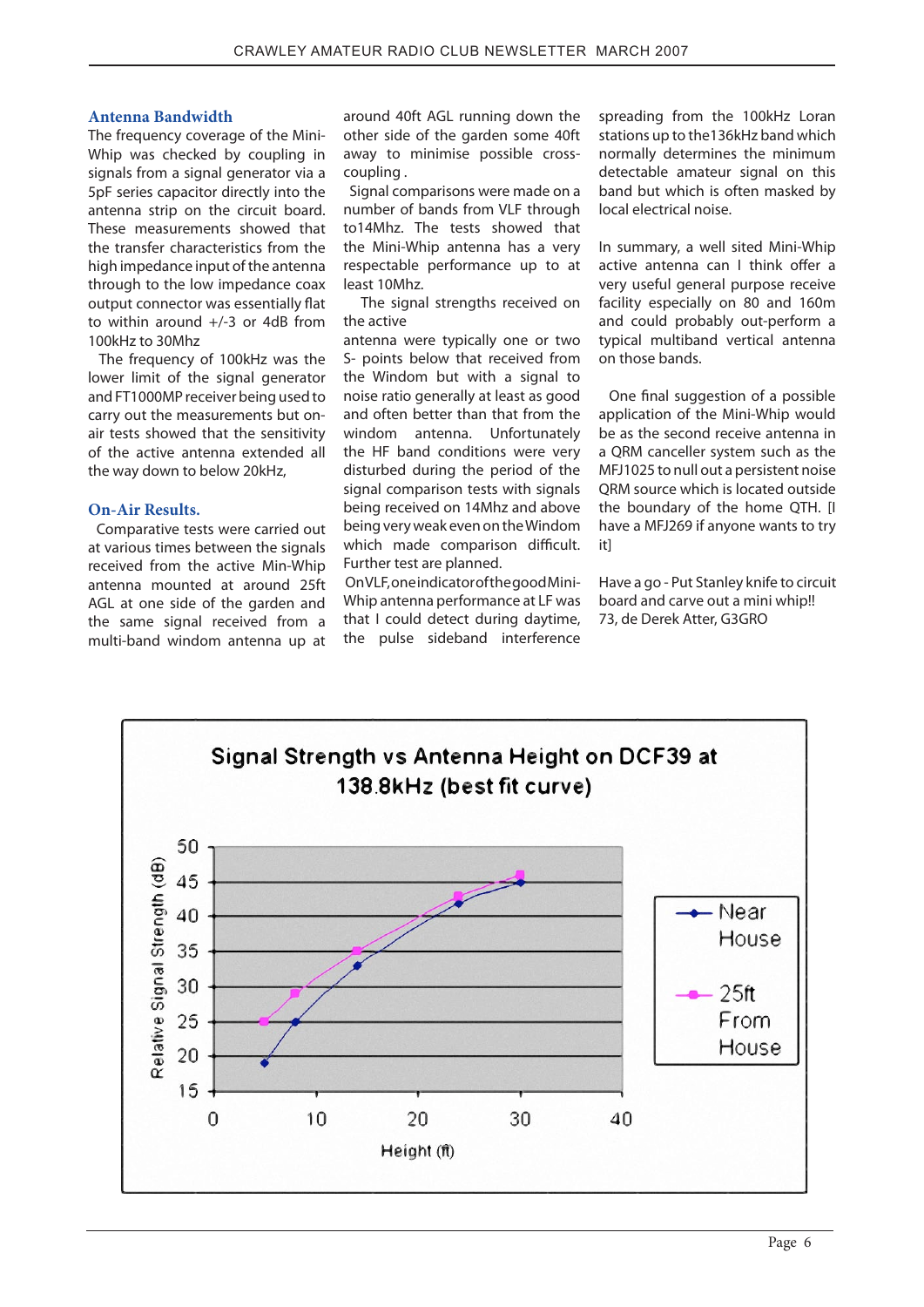## Antenna Bandwidth

The frequency coverage of the Mini-Whip was checked by coupling in signals from a signal generator via a 5pF series capacitor directly into the antenna strip on the circuit board. These measurements showed that the transfer characteristics from the high impedance input of the antenna through to the low impedance coax output connector was essentially flat to within around +/-3 or 4dB from 100kHz to 30Mhz

The frequency of 100kHz was the lower limit of the signal generator and FT1000MP receiver being used to carry out the measurements but on-air tests showed that the sensitivity of the active antenna extended all the way down to below 20kHz,

## On-Air Results.

Comparative tests were carried out at various times between the signals received from the active Min-Whip antenna mounted at around 25ft AGL at one side of the garden and the same signal received from a multi-band windom antenna up at around 40ft AGL running down the other side of the garden some 40ft away to minimise possible cross-coupling .

Signal comparisons were made on a number of bands from VLF through to14Mhz. The tests showed that the Mini-Whip antenna has a very respectable performance up to at least 10Mhz.

The signal strengths received on the active antenna were typically one or two S- points below that received from the Windom but with a signal to noise ratio generally at least as good and often better than that from the windom antenna. Unfortunately the HF band conditions were very disturbed during the period of the signal comparison tests with signals being received on 14Mhz and above being very weak even on the Windom which made comparison difficult. Further test are planned.

On VLF, one indicator of the good Mini-Whip antenna performance at LF was that I could detect during daytime, the pulse sideband interference spreading from the 100kHz Loran stations up to the136kHz band which normally determines the minimum detectable amateur signal on this band but which is often masked by local electrical noise.

In summary, a well sited Mini-Whip active antenna can I think offer a very useful general purpose receive facility especially on 80 and 160m and could probably out-perform a typical multiband vertical antenna on those bands.

One final suggestion of a possible application of the Mini-Whip would be as the second receive antenna in a QRM canceller system such as the MFJ1025 to null out a persistent noise QRM source which is located outside the boundary of the home QTH. [I have a MFJ269 if anyone wants to try it]

Have a go - Put Stanley knife to circuit board and carve out a mini whip!!
73, de Derek Atter, G3GRO

Signal Strength vs Antenna Height on DCF39 at 138.8kHz (best fit curve)

Relative Signal Strength (dB)
50
45
40
35
30
25
20
15

0
10
20
30
40

Height (ft)

Near House
25ft From House